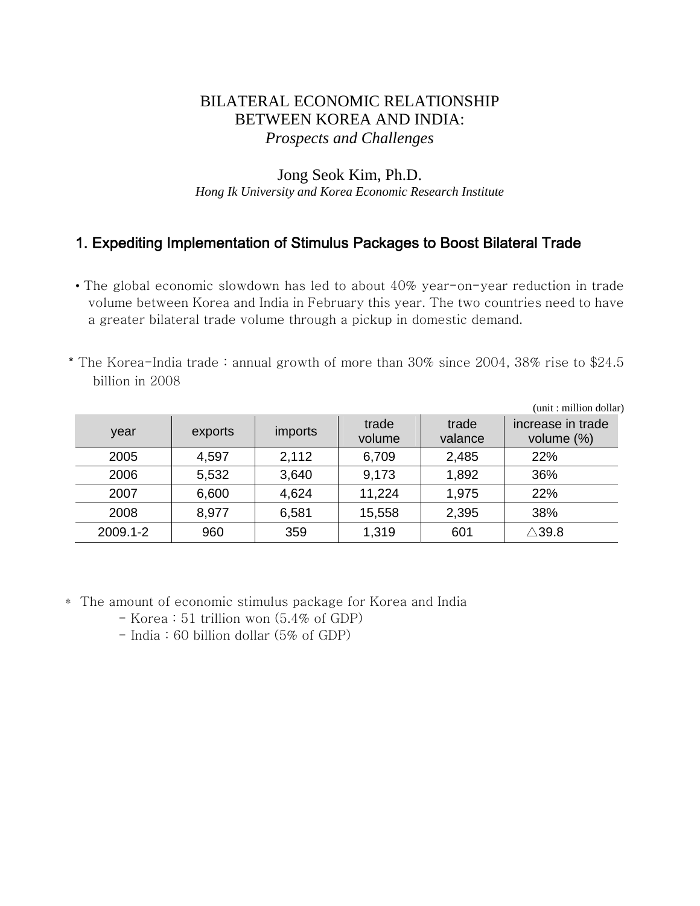# BILATERAL ECONOMIC RELATIONSHIP BETWEEN KOREA AND INDIA:
*Prospects and Challenges*

Jong Seok Kim, Ph.D.
*Hong Ik University and Korea Economic Research Institute*

## 1. Expediting Implementation of Stimulus Packages to Boost Bilateral Trade

• The global economic slowdown has led to about 40% year-on-year reduction in trade volume between Korea and India in February this year. The two countries need to have a greater bilateral trade volume through a pickup in domestic demand.

* The Korea-India trade : annual growth of more than 30% since 2004, 38% rise to $24.5 billion in 2008

(unit : million dollar)

| year | exports | imports | trade volume | trade valance | increase in trade volume (%) |
|---|---|---|---|---|---|
| 2005 | 4,597 | 2,112 | 6,709 | 2,485 | 22% |
| 2006 | 5,532 | 3,640 | 9,173 | 1,892 | 36% |
| 2007 | 6,600 | 4,624 | 11,224 | 1,975 | 22% |
| 2008 | 8,977 | 6,581 | 15,558 | 2,395 | 38% |
| 2009.1-2 | 960 | 359 | 1,319 | 601 | △39.8 |

* The amount of economic stimulus package for Korea and India
  - Korea : 51 trillion won (5.4% of GDP)
  - India : 60 billion dollar (5% of GDP)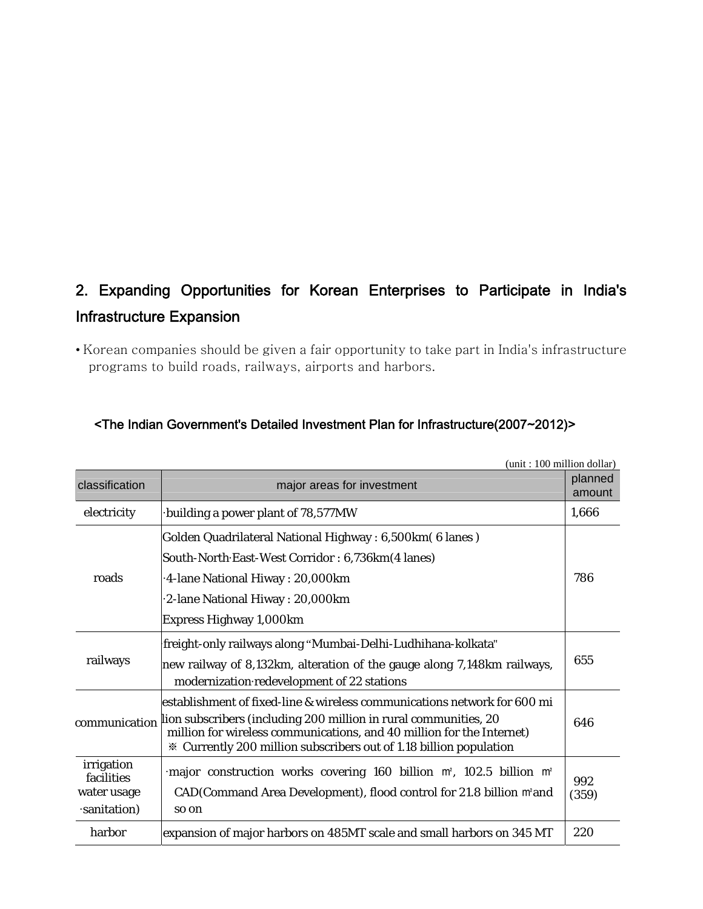## 2. Expanding Opportunities for Korean Enterprises to Participate in India's Infrastructure Expansion

- Korean companies should be given a fair opportunity to take part in India's infrastructure programs to build roads, railways, airports and harbors.

<The Indian Government's Detailed Investment Plan for Infrastructure(2007~2012)>

(unit : 100 million dollar)

| classification | major areas for investment | planned amount |
|---|---|---|
| electricity | ·building a power plant of 78,577MW | 1,666 |
| roads | Golden Quadrilateral National Highway : 6,500km( 6 lanes )<br>South-North·East-West Corridor : 6,736km(4 lanes)<br>·4-lane National Hiway : 20,000km<br>·2-lane National Hiway : 20,000km<br>Express Highway 1,000km | 786 |
| railways | freight-only railways along "Mumbai-Delhi-Ludhihana-kolkata"<br>new railway of 8,132km, alteration of the gauge along 7,148km railways, modernization·redevelopment of 22 stations | 655 |
| communication | establishment of fixed-line & wireless communications network for 600 million subscribers (including 200 million in rural communities, 20 million for wireless communications, and 40 million for the Internet)<br>※ Currently 200 million subscribers out of 1.18 billion population | 646 |
| irrigation facilities water usage ·sanitation) | ·major construction works covering 160 billion ㎡, 102.5 billion ㎡ CAD(Command Area Development), flood control for 21.8 billion ㎡and so on | 992<br>(359) |
| harbor | expansion of major harbors on 485MT scale and small harbors on 345 MT | 220 |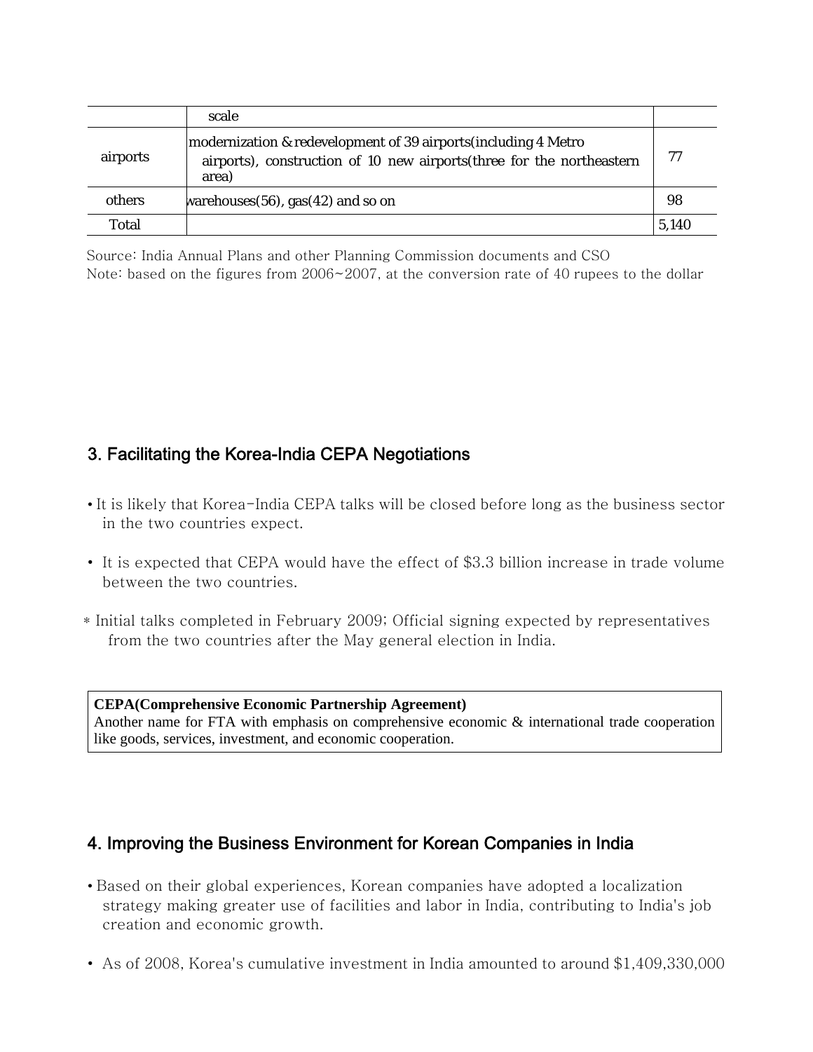| | | |
|---|---|---|
| | scale | |
| airports | modernization & redevelopment of 39 airports(including 4 Metro airports), construction of 10 new airports(three for the northeastern area) | 77 |
| others | warehouses(56), gas(42) and so on | 98 |
| Total | | 5,140 |

Source: India Annual Plans and other Planning Commission documents and CSO
Note: based on the figures from 2006~2007, at the conversion rate of 40 rupees to the dollar

## 3. Facilitating the Korea-India CEPA Negotiations

- It is likely that Korea-India CEPA talks will be closed before long as the business sector in the two countries expect.
- It is expected that CEPA would have the effect of $3.3 billion increase in trade volume between the two countries.

* Initial talks completed in February 2009; Official signing expected by representatives from the two countries after the May general election in India.

> **CEPA(Comprehensive Economic Partnership Agreement)**
> Another name for FTA with emphasis on comprehensive economic & international trade cooperation like goods, services, investment, and economic cooperation.

## 4. Improving the Business Environment for Korean Companies in India

- Based on their global experiences, Korean companies have adopted a localization strategy making greater use of facilities and labor in India, contributing to India's job creation and economic growth.
- As of 2008, Korea's cumulative investment in India amounted to around $1,409,330,000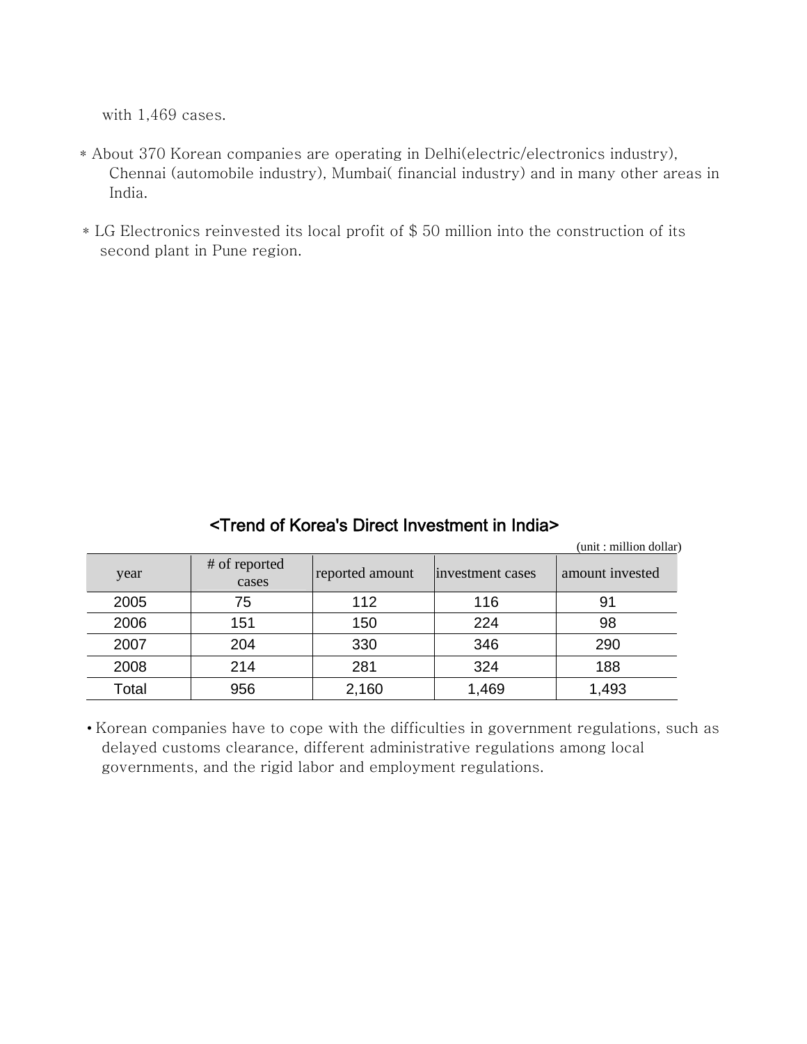with 1,469 cases.

* About 370 Korean companies are operating in Delhi(electric/electronics industry), Chennai (automobile industry), Mumbai( financial industry) and in many other areas in India.

* LG Electronics reinvested its local profit of $ 50 million into the construction of its second plant in Pune region.

### <Trend of Korea's Direct Investment in India>

(unit : million dollar)

| year | # of reported cases | reported amount | investment cases | amount invested |
|---|---|---|---|---|
| 2005 | 75 | 112 | 116 | 91 |
| 2006 | 151 | 150 | 224 | 98 |
| 2007 | 204 | 330 | 346 | 290 |
| 2008 | 214 | 281 | 324 | 188 |
| Total | 956 | 2,160 | 1,469 | 1,493 |

• Korean companies have to cope with the difficulties in government regulations, such as delayed customs clearance, different administrative regulations among local governments, and the rigid labor and employment regulations.